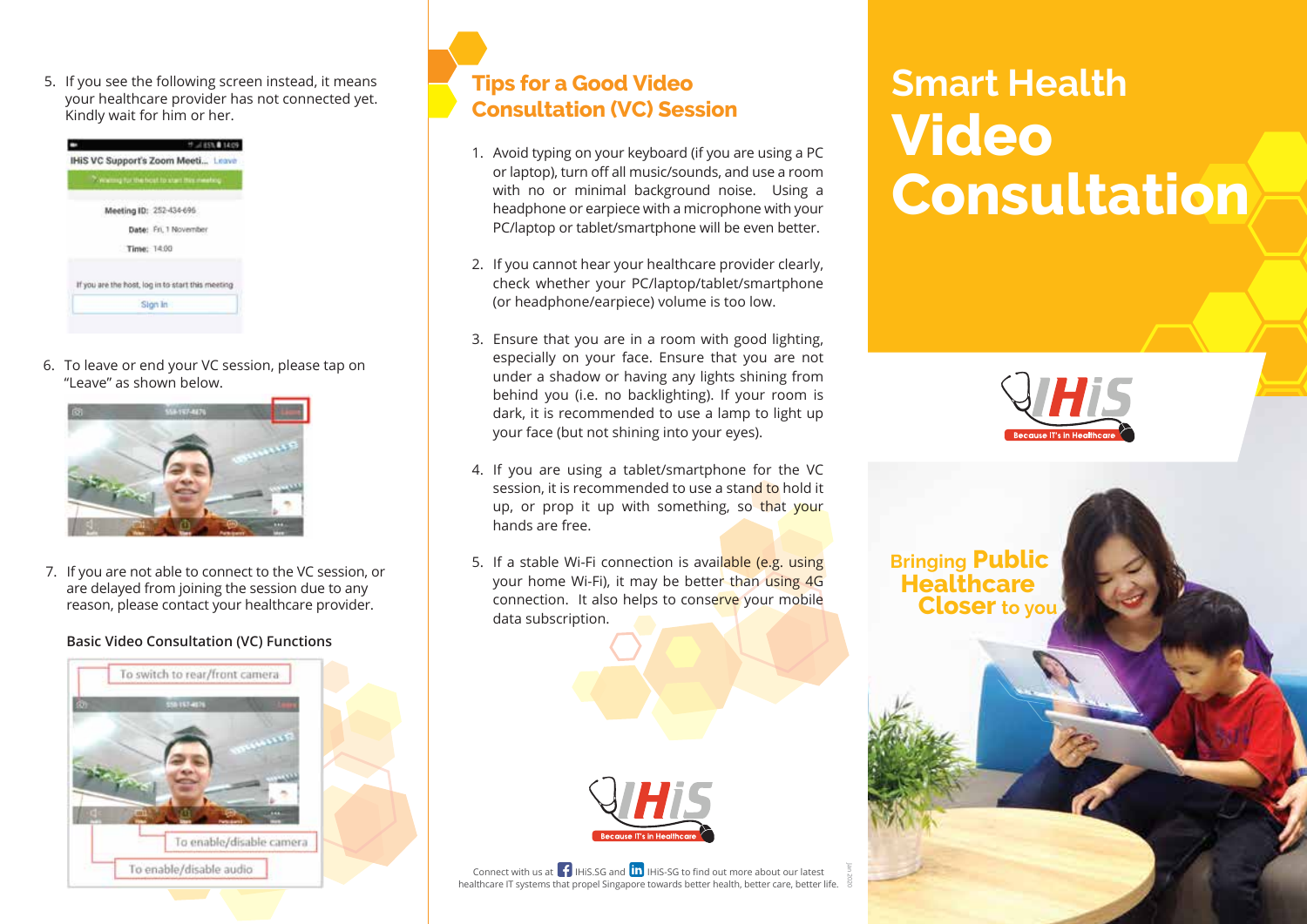5. If you see the following screen instead, it means your healthcare provider has not connected yet. Kindly wait for him or her.

6. To leave or end your VC session, please tap on "Leave" as shown below.

7. If you are not able to connect to the VC session, or are delayed from joining the session due to any reason, please contact your healthcare provider.

**Basic Video Consultation (VC) Functions**

To switch to rear/front camera

To enable/disable camera

To enable/disable audio

## Tips for a Good Video Consultation (VC) Session

1. Avoid typing on your keyboard (if you are using a PC or laptop), turn off all music/sounds, and use a room with no or minimal background noise. Using a headphone or earpiece with a microphone with your PC/laptop or tablet/smartphone will be even better.

2. If you cannot hear your healthcare provider clearly, check whether your PC/laptop/tablet/smartphone (or headphone/earpiece) volume is too low.

3. Ensure that you are in a room with good lighting, especially on your face. Ensure that you are not under a shadow or having any lights shining from behind you (i.e. no backlighting). If your room is dark, it is recommended to use a lamp to light up your face (but not shining into your eyes).

4. If you are using a tablet/smartphone for the VC session, it is recommended to use a stand to hold it up, or prop it up with something, so that your hands are free.

5. If a stable Wi-Fi connection is available (e.g. using your home Wi-Fi), it may be better than using 4G connection. It also helps to conserve your mobile data subscription.

IHiS Because IT's in Healthcare

Connect with us at IHiS.SG and IHiS-SG to find out more about our latest healthcare IT systems that propel Singapore towards better health, better care, better life.

Jan 2020

# Smart Health Video Consultation

IHiS Because IT's in Healthcare

Bringing **Public Healthcare Closer** to you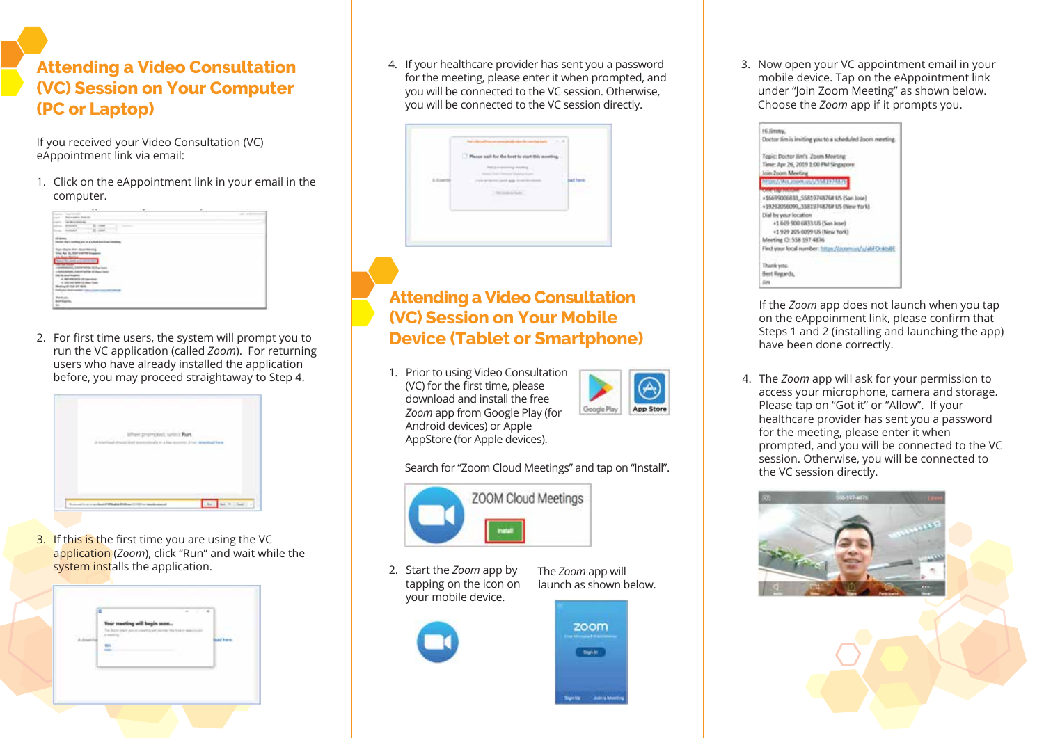## Attending a Video Consultation (VC) Session on Your Computer (PC or Laptop)

If you received your Video Consultation (VC) eAppointment link via email:

1. Click on the eAppointment link in your email in the computer.

2. For first time users, the system will prompt you to run the VC application (called *Zoom*). For returning users who have already installed the application before, you may proceed straightaway to Step 4.

3. If this is the first time you are using the VC application (*Zoom*), click "Run" and wait while the system installs the application.

4. If your healthcare provider has sent you a password for the meeting, please enter it when prompted, and you will be connected to the VC session. Otherwise, you will be connected to the VC session directly.

## Attending a Video Consultation (VC) Session on Your Mobile Device (Tablet or Smartphone)

1. Prior to using Video Consultation (VC) for the first time, please download and install the free *Zoom* app from Google Play (for Android devices) or Apple AppStore (for Apple devices).

   Search for "Zoom Cloud Meetings" and tap on "Install".

2. Start the *Zoom* app by tapping on the icon on your mobile device.

   The *Zoom* app will launch as shown below.

3. Now open your VC appointment email in your mobile device. Tap on the eAppointment link under "Join Zoom Meeting" as shown below. Choose the *Zoom* app if it prompts you.

   If the *Zoom* app does not launch when you tap on the eAppointment link, please confirm that Steps 1 and 2 (installing and launching the app) have been done correctly.

4. The *Zoom* app will ask for your permission to access your microphone, camera and storage. Please tap on "Got it" or "Allow". If your healthcare provider has sent you a password for the meeting, please enter it when prompted, and you will be connected to the VC session. Otherwise, you will be connected to the VC session directly.